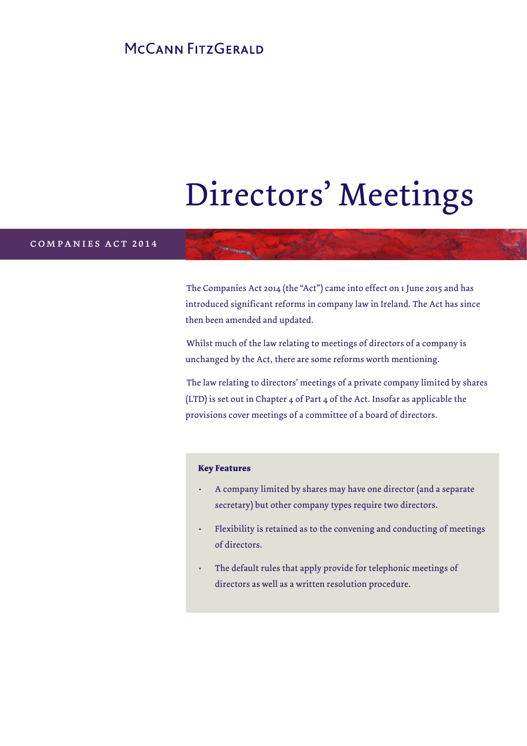McCann FitzGerald

# Directors' Meetings

COMPANIES ACT 2014

The Companies Act 2014 (the "Act") came into effect on 1 June 2015 and has introduced significant reforms in company law in Ireland. The Act has since then been amended and updated.

Whilst much of the law relating to meetings of directors of a company is unchanged by the Act, there are some reforms worth mentioning.

The law relating to directors' meetings of a private company limited by shares (LTD) is set out in Chapter 4 of Part 4 of the Act. Insofar as applicable the provisions cover meetings of a committee of a board of directors.

**Key Features**

- A company limited by shares may have one director (and a separate secretary) but other company types require two directors.
- Flexibility is retained as to the convening and conducting of meetings of directors.
- The default rules that apply provide for telephonic meetings of directors as well as a written resolution procedure.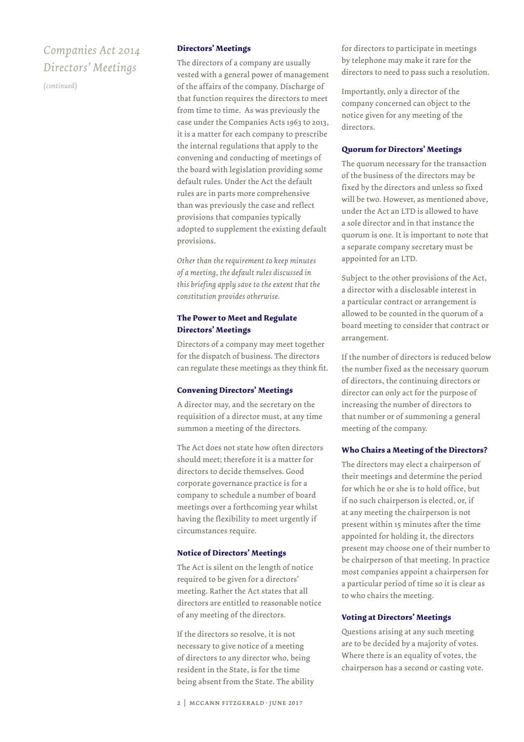# Companies Act 2014 Directors' Meetings

*(continued)*

## Directors' Meetings

The directors of a company are usually vested with a general power of management of the affairs of the company. Discharge of that function requires the directors to meet from time to time. As was previously the case under the Companies Acts 1963 to 2013, it is a matter for each company to prescribe the internal regulations that apply to the convening and conducting of meetings of the board with legislation providing some default rules. Under the Act the default rules are in parts more comprehensive than was previously the case and reflect provisions that companies typically adopted to supplement the existing default provisions.

*Other than the requirement to keep minutes of a meeting, the default rules discussed in this briefing apply save to the extent that the constitution provides otherwise.*

## The Power to Meet and Regulate Directors' Meetings

Directors of a company may meet together for the dispatch of business. The directors can regulate these meetings as they think fit.

## Convening Directors' Meetings

A director may, and the secretary on the requisition of a director must, at any time summon a meeting of the directors.

The Act does not state how often directors should meet; therefore it is a matter for directors to decide themselves. Good corporate governance practice is for a company to schedule a number of board meetings over a forthcoming year whilst having the flexibility to meet urgently if circumstances require.

## Notice of Directors' Meetings

The Act is silent on the length of notice required to be given for a directors' meeting. Rather the Act states that all directors are entitled to reasonable notice of any meeting of the directors.

If the directors so resolve, it is not necessary to give notice of a meeting of directors to any director who, being resident in the State, is for the time being absent from the State. The ability for directors to participate in meetings by telephone may make it rare for the directors to need to pass such a resolution.

Importantly, only a director of the company concerned can object to the notice given for any meeting of the directors.

## Quorum for Directors' Meetings

The quorum necessary for the transaction of the business of the directors may be fixed by the directors and unless so fixed will be two. However, as mentioned above, under the Act an LTD is allowed to have a sole director and in that instance the quorum is one. It is important to note that a separate company secretary must be appointed for an LTD.

Subject to the other provisions of the Act, a director with a disclosable interest in a particular contract or arrangement is allowed to be counted in the quorum of a board meeting to consider that contract or arrangement.

If the number of directors is reduced below the number fixed as the necessary quorum of directors, the continuing directors or director can only act for the purpose of increasing the number of directors to that number or of summoning a general meeting of the company.

## Who Chairs a Meeting of the Directors?

The directors may elect a chairperson of their meetings and determine the period for which he or she is to hold office, but if no such chairperson is elected, or, if at any meeting the chairperson is not present within 15 minutes after the time appointed for holding it, the directors present may choose one of their number to be chairperson of that meeting. In practice most companies appoint a chairperson for a particular period of time so it is clear as to who chairs the meeting.

## Voting at Directors' Meetings

Questions arising at any such meeting are to be decided by a majority of votes. Where there is an equality of votes, the chairperson has a second or casting vote.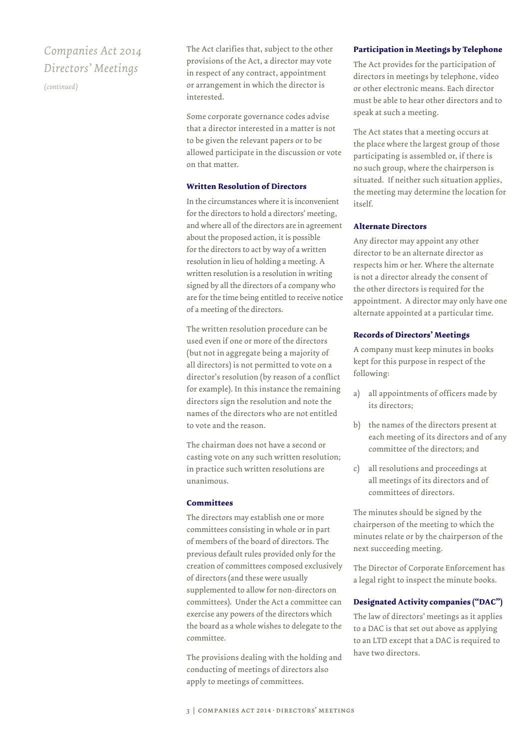*Companies Act 2014 Directors' Meetings*

*(continued)*

The Act clarifies that, subject to the other provisions of the Act, a director may vote in respect of any contract, appointment or arrangement in which the director is interested.

Some corporate governance codes advise that a director interested in a matter is not to be given the relevant papers or to be allowed participate in the discussion or vote on that matter.

### Written Resolution of Directors

In the circumstances where it is inconvenient for the directors to hold a directors' meeting, and where all of the directors are in agreement about the proposed action, it is possible for the directors to act by way of a written resolution in lieu of holding a meeting. A written resolution is a resolution in writing signed by all the directors of a company who are for the time being entitled to receive notice of a meeting of the directors.

The written resolution procedure can be used even if one or more of the directors (but not in aggregate being a majority of all directors) is not permitted to vote on a director's resolution (by reason of a conflict for example). In this instance the remaining directors sign the resolution and note the names of the directors who are not entitled to vote and the reason.

The chairman does not have a second or casting vote on any such written resolution; in practice such written resolutions are unanimous.

### Committees

The directors may establish one or more committees consisting in whole or in part of members of the board of directors. The previous default rules provided only for the creation of committees composed exclusively of directors (and these were usually supplemented to allow for non-directors on committees). Under the Act a committee can exercise any powers of the directors which the board as a whole wishes to delegate to the committee.

The provisions dealing with the holding and conducting of meetings of directors also apply to meetings of committees.

### Participation in Meetings by Telephone

The Act provides for the participation of directors in meetings by telephone, video or other electronic means. Each director must be able to hear other directors and to speak at such a meeting.

The Act states that a meeting occurs at the place where the largest group of those participating is assembled or, if there is no such group, where the chairperson is situated. If neither such situation applies, the meeting may determine the location for itself.

### Alternate Directors

Any director may appoint any other director to be an alternate director as respects him or her. Where the alternate is not a director already the consent of the other directors is required for the appointment. A director may only have one alternate appointed at a particular time.

### Records of Directors' Meetings

A company must keep minutes in books kept for this purpose in respect of the following:

a) all appointments of officers made by its directors;

b) the names of the directors present at each meeting of its directors and of any committee of the directors; and

c) all resolutions and proceedings at all meetings of its directors and of committees of directors.

The minutes should be signed by the chairperson of the meeting to which the minutes relate or by the chairperson of the next succeeding meeting.

The Director of Corporate Enforcement has a legal right to inspect the minute books.

### Designated Activity companies ("DAC")

The law of directors' meetings as it applies to a DAC is that set out above as applying to an LTD except that a DAC is required to have two directors.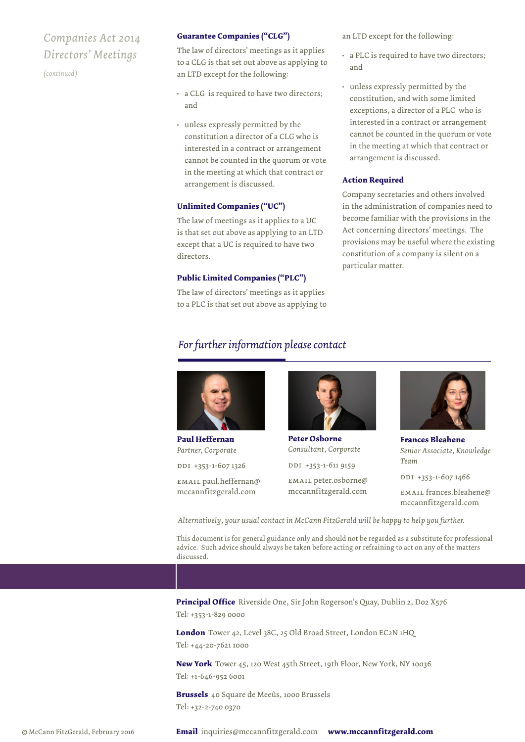# Companies Act 2014 Directors' Meetings

*(continued)*

### Guarantee Companies ("CLG")

The law of directors' meetings as it applies to a CLG is that set out above as applying to an LTD except for the following:

- a CLG is required to have two directors; and
- unless expressly permitted by the constitution a director of a CLG who is interested in a contract or arrangement cannot be counted in the quorum or vote in the meeting at which that contract or arrangement is discussed.

### Unlimited Companies ("UC")

The law of meetings as it applies to a UC is that set out above as applying to an LTD except that a UC is required to have two directors.

### Public Limited Companies ("PLC")

The law of directors' meetings as it applies to a PLC is that set out above as applying to an LTD except for the following:

- a PLC is required to have two directors; and
- unless expressly permitted by the constitution, and with some limited exceptions, a director of a PLC who is interested in a contract or arrangement cannot be counted in the quorum or vote in the meeting at which that contract or arrangement is discussed.

### Action Required

Company secretaries and others involved in the administration of companies need to become familiar with the provisions in the Act concerning directors' meetings. The provisions may be useful where the existing constitution of a company is silent on a particular matter.

## *For further information please contact*

**Paul Heffernan**
*Partner, Corporate*
DDI +353-1-607 1326
EMAIL paul.heffernan@mccannfitzgerald.com

**Peter Osborne**
*Consultant, Corporate*
DDI +353-1-611 9159
EMAIL peter.osborne@mccannfitzgerald.com

**Frances Bleahene**
*Senior Associate, Knowledge Team*
DDI +353-1-607 1466
EMAIL frances.bleahene@mccannfitzgerald.com

*Alternatively, your usual contact in McCann FitzGerald will be happy to help you further.*

This document is for general guidance only and should not be regarded as a substitute for professional advice. Such advice should always be taken before acting or refraining to act on any of the matters discussed.

**Principal Office** Riverside One, Sir John Rogerson's Quay, Dublin 2, D02 X576
Tel: +353-1-829 0000

**London** Tower 42, Level 38C, 25 Old Broad Street, London EC2N 1HQ
Tel: +44-20-7621 1000

**New York** Tower 45, 120 West 45th Street, 19th Floor, New York, NY 10036
Tel: +1-646-952 6001

**Brussels** 40 Square de Meeûs, 1000 Brussels
Tel: +32-2-740 0370

© McCann FitzGerald, February 2016

**Email** inquiries@mccannfitzgerald.com **www.mccannfitzgerald.com**